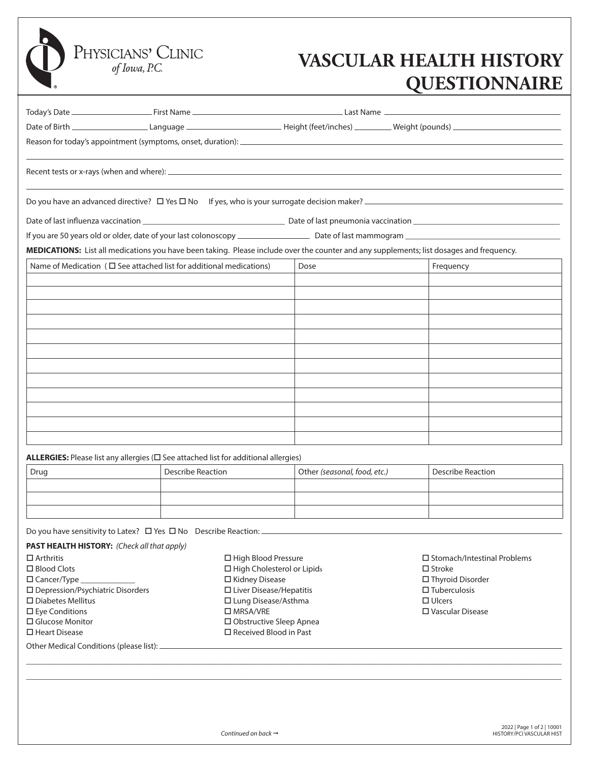Physicians' Clinic *of Iowa, P.C.*

# VASCULAR HEALTH HISTORY QUESTIONNAIRE

Today's Date ____________ First Name ______________________ Last Name ______________________

Date of Birth ____________ Language ______________ Height (feet/inches) ________ Weight (pounds) ______________

Reason for today's appointment (symptoms, onset, duration): ______________________________________________

Recent tests or x-rays (when and where): ______________________________________________

Do you have an advanced directive? ☐ Yes ☐ No If yes, who is your surrogate decision maker? ______________________

Date of last influenza vaccination ______________________ Date of last pneumonia vaccination ______________________

If you are 50 years old or older, date of your last colonoscopy ____________ Date of last mammogram ______________________

**MEDICATIONS:** List all medications you have been taking. Please include over the counter and any supplements; list dosages and frequency.

| Name of Medication ( ☐ See attached list for additional medications) | Dose | Frequency |
|---|---|---|
| | | |
| | | |
| | | |
| | | |
| | | |
| | | |
| | | |
| | | |
| | | |
| | | |
| | | |
| | | |

**ALLERGIES:** Please list any allergies (☐ See attached list for additional allergies)

| Drug | Describe Reaction | Other *(seasonal, food, etc.)* | Describe Reaction |
|---|---|---|---|
| | | | |
| | | | |
| | | | |

Do you have sensitivity to Latex? ☐ Yes ☐ No Describe Reaction: ______________________________________________

**PAST HEALTH HISTORY:** *(Check all that apply)*

☐ Arthritis
☐ Blood Clots
☐ Cancer/Type ____________
☐ Depression/Psychiatric Disorders
☐ Diabetes Mellitus
☐ Eye Conditions
☐ Glucose Monitor
☐ Heart Disease
☐ High Blood Pressure
☐ High Cholesterol or Lipids
☐ Kidney Disease
☐ Liver Disease/Hepatitis
☐ Lung Disease/Asthma
☐ MRSA/VRE
☐ Obstructive Sleep Apnea
☐ Received Blood in Past
☐ Stomach/Intestinal Problems
☐ Stroke
☐ Thyroid Disorder
☐ Tuberculosis
☐ Ulcers
☐ Vascular Disease

Other Medical Conditions (please list): ______________________________________________

*Continued on back →*

2022 | Page 1 of 2 | 10001
HISTORY/PCI VASCULAR HIST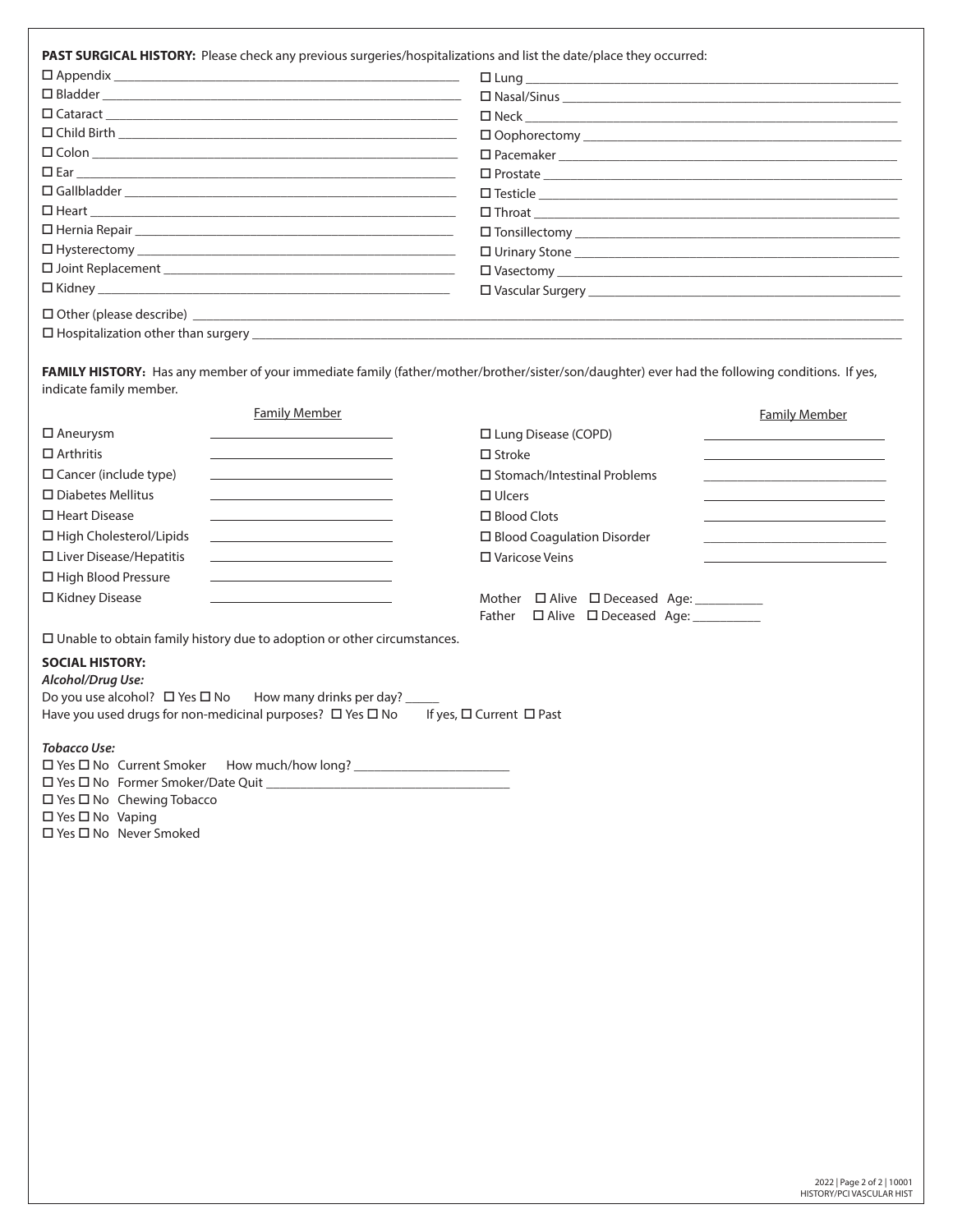**PAST SURGICAL HISTORY:** Please check any previous surgeries/hospitalizations and list the date/place they occurred:

☐ Appendix ______________________________

☐ Bladder ______________________________

☐ Cataract ______________________________

☐ Child Birth ______________________________

☐ Colon ______________________________

☐ Ear ______________________________

☐ Gallbladder ______________________________

☐ Heart ______________________________

☐ Hernia Repair ______________________________

☐ Hysterectomy ______________________________

☐ Joint Replacement ______________________________

☐ Kidney ______________________________

☐ Lung ______________________________

☐ Nasal/Sinus ______________________________

☐ Neck ______________________________

☐ Oophorectomy ______________________________

☐ Pacemaker ______________________________

☐ Prostate ______________________________

☐ Testicle ______________________________

☐ Throat ______________________________

☐ Tonsillectomy ______________________________

☐ Urinary Stone ______________________________

☐ Vasectomy ______________________________

☐ Vascular Surgery ______________________________

☐ Other (please describe) ______________________________

☐ Hospitalization other than surgery ______________________________

**FAMILY HISTORY:** Has any member of your immediate family (father/mother/brother/sister/son/daughter) ever had the following conditions. If yes, indicate family member.

| | Family Member | | Family Member |
|---|---|---|---|
| ☐ Aneurysm | ______________ | ☐ Lung Disease (COPD) | ______________ |
| ☐ Arthritis | ______________ | ☐ Stroke | ______________ |
| ☐ Cancer (include type) | ______________ | ☐ Stomach/Intestinal Problems | ______________ |
| ☐ Diabetes Mellitus | ______________ | ☐ Ulcers | ______________ |
| ☐ Heart Disease | ______________ | ☐ Blood Clots | ______________ |
| ☐ High Cholesterol/Lipids | ______________ | ☐ Blood Coagulation Disorder | ______________ |
| ☐ Liver Disease/Hepatitis | ______________ | ☐ Varicose Veins | ______________ |
| ☐ High Blood Pressure | ______________ | | |
| ☐ Kidney Disease | ______________ | | |

Mother ☐ Alive ☐ Deceased Age: __________

Father ☐ Alive ☐ Deceased Age: __________

☐ Unable to obtain family history due to adoption or other circumstances.

**SOCIAL HISTORY:**

***Alcohol/Drug Use:***

Do you use alcohol? ☐ Yes ☐ No How many drinks per day? _____

Have you used drugs for non-medicinal purposes? ☐ Yes ☐ No If yes, ☐ Current ☐ Past

***Tobacco Use:***

☐ Yes ☐ No Current Smoker How much/how long? ______________________

☐ Yes ☐ No Former Smoker/Date Quit ______________________

☐ Yes ☐ No Chewing Tobacco

☐ Yes ☐ No Vaping

☐ Yes ☐ No Never Smoked

2022 | Page 2 of 2 | 10001
HISTORY/PCI VASCULAR HIST